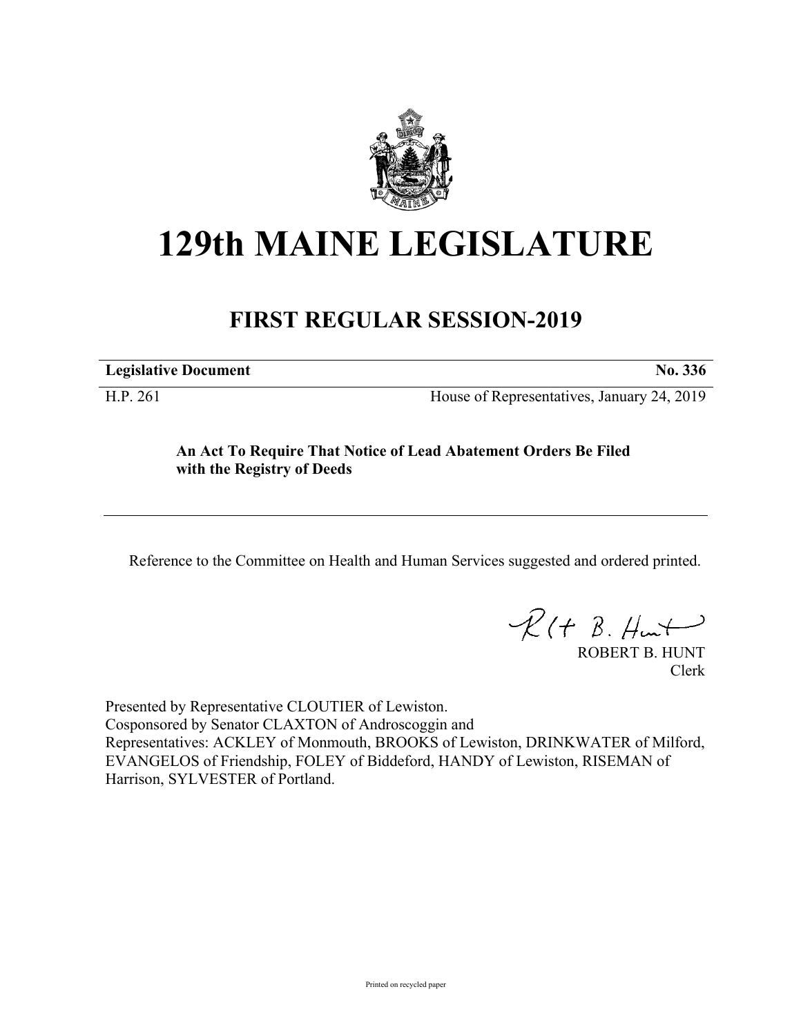# 129th MAINE LEGISLATURE

## FIRST REGULAR SESSION-2019

| **Legislative Document** | **No. 336** |
|---|---|
| H.P. 261 | House of Representatives, January 24, 2019 |

**An Act To Require That Notice of Lead Abatement Orders Be Filed with the Registry of Deeds**

Reference to the Committee on Health and Human Services suggested and ordered printed.

ROBERT B. HUNT
Clerk

Presented by Representative CLOUTIER of Lewiston.
Cosponsored by Senator CLAXTON of Androscoggin and
Representatives: ACKLEY of Monmouth, BROOKS of Lewiston, DRINKWATER of Milford, EVANGELOS of Friendship, FOLEY of Biddeford, HANDY of Lewiston, RISEMAN of Harrison, SYLVESTER of Portland.

Printed on recycled paper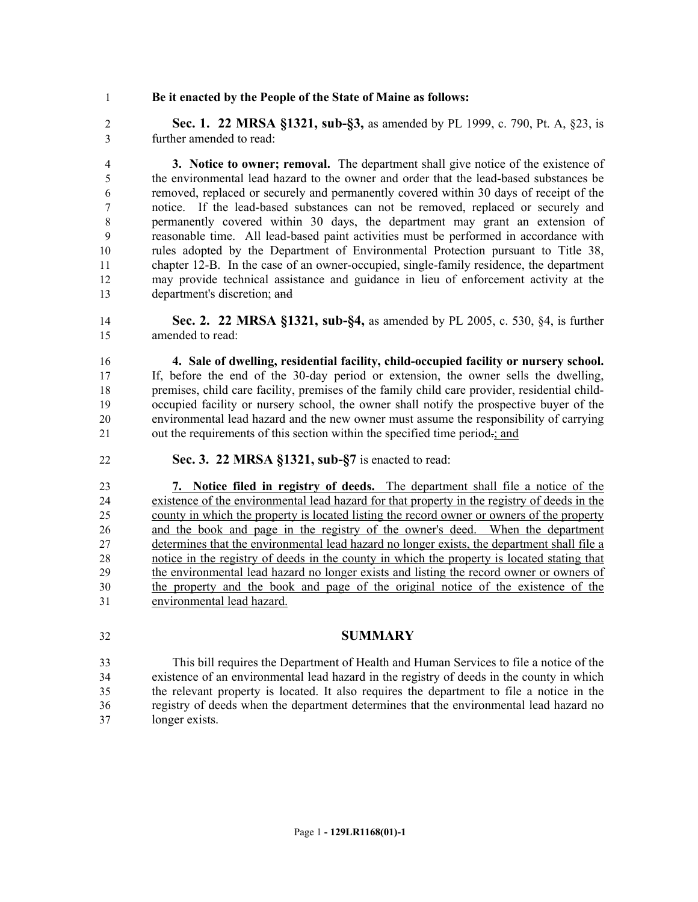**Be it enacted by the People of the State of Maine as follows:**

**Sec. 1. 22 MRSA §1321, sub-§3,** as amended by PL 1999, c. 790, Pt. A, §23, is further amended to read:

**3. Notice to owner; removal.** The department shall give notice of the existence of the environmental lead hazard to the owner and order that the lead-based substances be removed, replaced or securely and permanently covered within 30 days of receipt of the notice. If the lead-based substances can not be removed, replaced or securely and permanently covered within 30 days, the department may grant an extension of reasonable time. All lead-based paint activities must be performed in accordance with rules adopted by the Department of Environmental Protection pursuant to Title 38, chapter 12-B. In the case of an owner-occupied, single-family residence, the department may provide technical assistance and guidance in lieu of enforcement activity at the department's discretion; ~~and~~

**Sec. 2. 22 MRSA §1321, sub-§4,** as amended by PL 2005, c. 530, §4, is further amended to read:

**4. Sale of dwelling, residential facility, child-occupied facility or nursery school.** If, before the end of the 30-day period or extension, the owner sells the dwelling, premises, child care facility, premises of the family child care provider, residential child-occupied facility or nursery school, the owner shall notify the prospective buyer of the environmental lead hazard and the new owner must assume the responsibility of carrying out the requirements of this section within the specified time period~~.~~<u>; and</u>

**Sec. 3. 22 MRSA §1321, sub-§7** is enacted to read:

<u>**7. Notice filed in registry of deeds.** The department shall file a notice of the existence of the environmental lead hazard for that property in the registry of deeds in the county in which the property is located listing the record owner or owners of the property and the book and page in the registry of the owner's deed. When the department determines that the environmental lead hazard no longer exists, the department shall file a notice in the registry of deeds in the county in which the property is located stating that the environmental lead hazard no longer exists and listing the record owner or owners of the property and the book and page of the original notice of the existence of the environmental lead hazard.</u>

## SUMMARY

This bill requires the Department of Health and Human Services to file a notice of the existence of an environmental lead hazard in the registry of deeds in the county in which the relevant property is located. It also requires the department to file a notice in the registry of deeds when the department determines that the environmental lead hazard no longer exists.